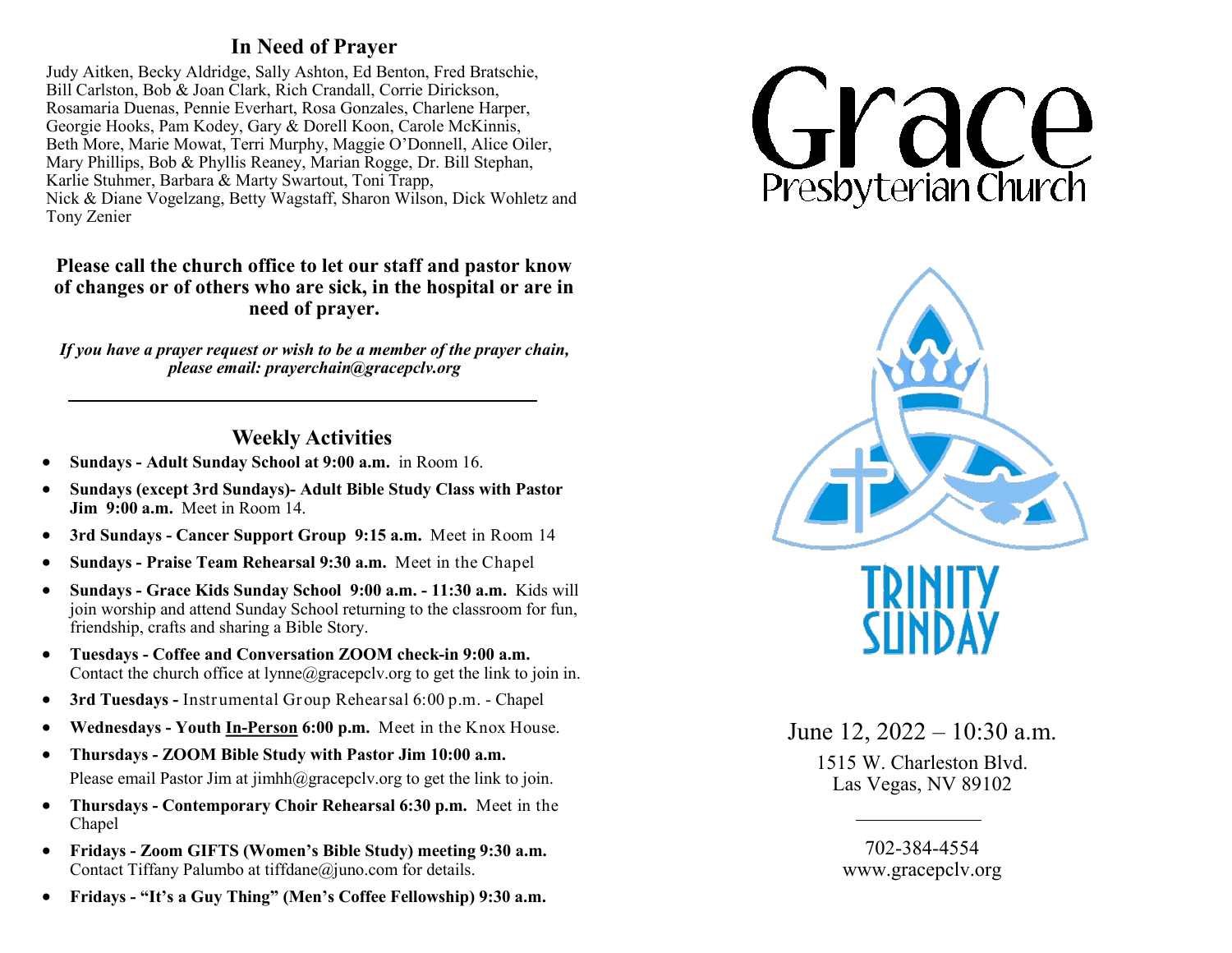## In Need of Prayer

Judy Aitken, Becky Aldridge, Sally Ashton, Ed Benton, Fred Bratschie, Bill Carlston, Bob & Joan Clark, Rich Crandall, Corrie Dirickson, Rosamaria Duenas, Pennie Everhart, Rosa Gonzales, Charlene Harper, Georgie Hooks, Pam Kodey, Gary & Dorell Koon, Carole McKinnis, Beth More, Marie Mowat, Terri Murphy, Maggie O'Donnell, Alice Oiler, Mary Phillips, Bob & Phyllis Reaney, Marian Rogge, Dr. Bill Stephan, Karlie Stuhmer, Barbara & Marty Swartout, Toni Trapp, Nick & Diane Vogelzang, Betty Wagstaff, Sharon Wilson, Dick Wohletz and Tony Zenier

**Please call the church office to let our staff and pastor know of changes or of others who are sick, in the hospital or are in need of prayer.**

***If you have a prayer request or wish to be a member of the prayer chain, please email: prayerchain@gracepclv.org***

---

## Weekly Activities

- **Sundays - Adult Sunday School at 9:00 a.m.** in Room 16.
- **Sundays (except 3rd Sundays)- Adult Bible Study Class with Pastor Jim 9:00 a.m.** Meet in Room 14.
- **3rd Sundays - Cancer Support Group 9:15 a.m.** Meet in Room 14
- **Sundays - Praise Team Rehearsal 9:30 a.m.** Meet in the Chapel
- **Sundays - Grace Kids Sunday School 9:00 a.m. - 11:30 a.m.** Kids will join worship and attend Sunday School returning to the classroom for fun, friendship, crafts and sharing a Bible Story.
- **Tuesdays - Coffee and Conversation ZOOM check-in 9:00 a.m.** Contact the church office at lynne@gracepclv.org to get the link to join in.
- **3rd Tuesdays -** Instrumental Group Rehearsal 6:00 p.m. - Chapel
- **Wednesdays - Youth <u>In-Person</u> 6:00 p.m.** Meet in the Knox House.
- **Thursdays - ZOOM Bible Study with Pastor Jim 10:00 a.m.** Please email Pastor Jim at jimhh@gracepclv.org to get the link to join.
- **Thursdays - Contemporary Choir Rehearsal 6:30 p.m.** Meet in the Chapel
- **Fridays - Zoom GIFTS (Women's Bible Study) meeting 9:30 a.m.** Contact Tiffany Palumbo at tiffdane@juno.com for details.
- **Fridays - "It's a Guy Thing" (Men's Coffee Fellowship) 9:30 a.m.**

# Grace
## Presbyterian Church

# TRINITY SUNDAY

June 12, 2022 – 10:30 a.m.

1515 W. Charleston Blvd.
Las Vegas, NV 89102

---

702-384-4554
www.gracepclv.org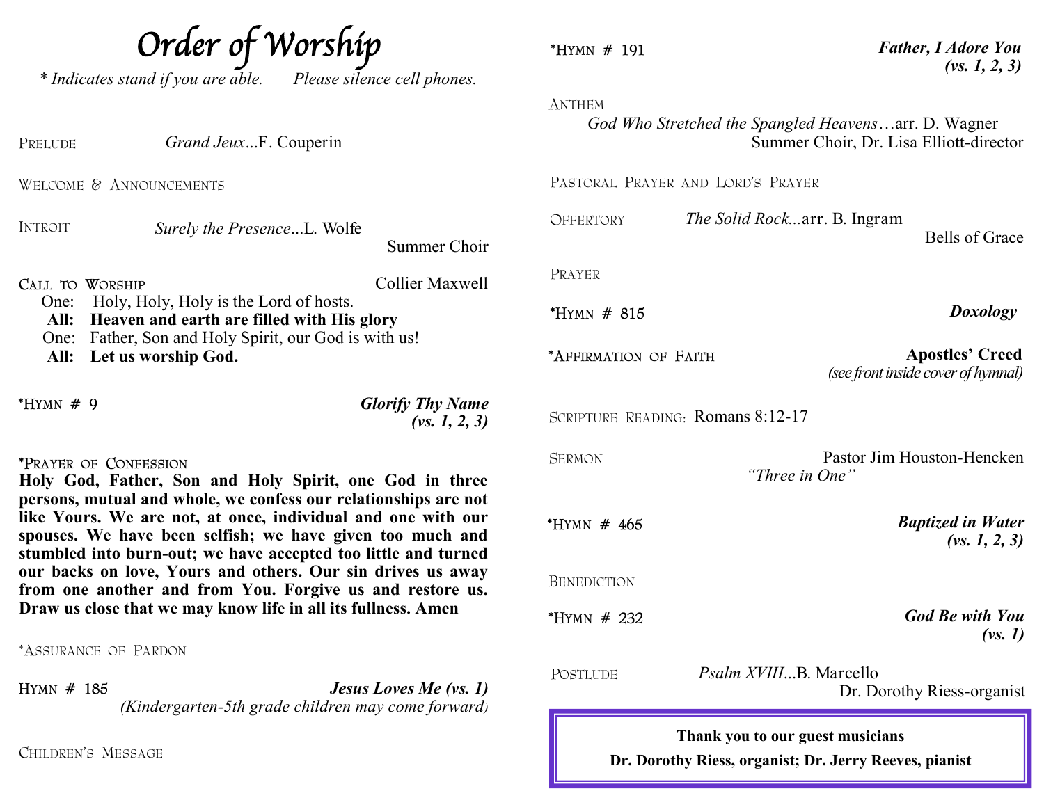# Order of Worship

*\* Indicates stand if you are able.* *Please silence cell phones.*

PRELUDE *Grand Jeux*...F. Couperin

WELCOME & ANNOUNCEMENTS

INTROIT *Surely the Presence*...L. Wolfe
Summer Choir

CALL TO WORSHIP Collier Maxwell

One: Holy, Holy, Holy is the Lord of hosts.
**All: Heaven and earth are filled with His glory**
One: Father, Son and Holy Spirit, our God is with us!
**All: Let us worship God.**

*HYMN # 9 ***Glorify Thy Name (vs. 1, 2, 3)***

*PRAYER OF CONFESSION

**Holy God, Father, Son and Holy Spirit, one God in three persons, mutual and whole, we confess our relationships are not like Yours. We are not, at once, individual and one with our spouses. We have been selfish; we have given too much and stumbled into burn-out; we have accepted too little and turned our backs on love, Yours and others. Our sin drives us away from one another and from You. Forgive us and restore us. Draw us close that we may know life in all its fullness. Amen**

*ASSURANCE OF PARDON

HYMN # 185 ***Jesus Loves Me (vs. 1)***
*(Kindergarten-5th grade children may come forward)*

CHILDREN'S MESSAGE

*HYMN # 191 ***Father, I Adore You (vs. 1, 2, 3)***

ANTHEM
*God Who Stretched the Spangled Heavens*…arr. D. Wagner
Summer Choir, Dr. Lisa Elliott-director

PASTORAL PRAYER AND LORD'S PRAYER

OFFERTORY *The Solid Rock*...arr. B. Ingram
Bells of Grace

PRAYER

*HYMN # 815 ***Doxology***

*AFFIRMATION OF FAITH **Apostles' Creed**
*(see front inside cover of hymnal)*

SCRIPTURE READING: Romans 8:12-17

SERMON Pastor Jim Houston-Hencken
*"Three in One"*

*HYMN # 465 ***Baptized in Water (vs. 1, 2, 3)***

BENEDICTION

*HYMN # 232 ***God Be with You (vs. 1)***

POSTLUDE *Psalm XVIII*...B. Marcello
Dr. Dorothy Riess-organist

**Thank you to our guest musicians**
**Dr. Dorothy Riess, organist; Dr. Jerry Reeves, pianist**